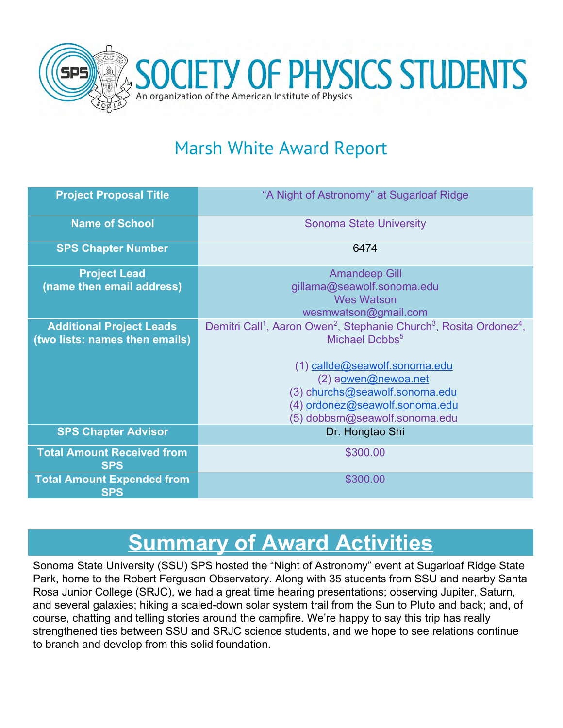# SOCIETY OF PHYSICS STUDENTS

An organization of the American Institute of Physics

## Marsh White Award Report

| Project Proposal Title | "A Night of Astronomy" at Sugarloaf Ridge |
|---|---|
| Name of School | Sonoma State University |
| SPS Chapter Number | 6474 |
| Project Lead (name then email address) | Amandeep Gill<br>gillama@seawolf.sonoma.edu<br>Wes Watson<br>wesmwatson@gmail.com |
| Additional Project Leads (two lists: names then emails) | Demitri Call[1], Aaron Owen[2], Stephanie Church[3], Rosita Ordonez[4], Michael Dobbs[5]<br><br>(1) callde@seawolf.sonoma.edu<br>(2) aowen@newoa.net<br>(3) churchs@seawolf.sonoma.edu<br>(4) ordonez@seawolf.sonoma.edu<br>(5) dobbsm@seawolf.sonoma.edu |
| SPS Chapter Advisor | Dr. Hongtao Shi |
| Total Amount Received from SPS | $300.00 |
| Total Amount Expended from SPS | $300.00 |

## Summary of Award Activities

Sonoma State University (SSU) SPS hosted the "Night of Astronomy" event at Sugarloaf Ridge State Park, home to the Robert Ferguson Observatory. Along with 35 students from SSU and nearby Santa Rosa Junior College (SRJC), we had a great time hearing presentations; observing Jupiter, Saturn, and several galaxies; hiking a scaled-down solar system trail from the Sun to Pluto and back; and, of course, chatting and telling stories around the campfire. We're happy to say this trip has really strengthened ties between SSU and SRJC science students, and we hope to see relations continue to branch and develop from this solid foundation.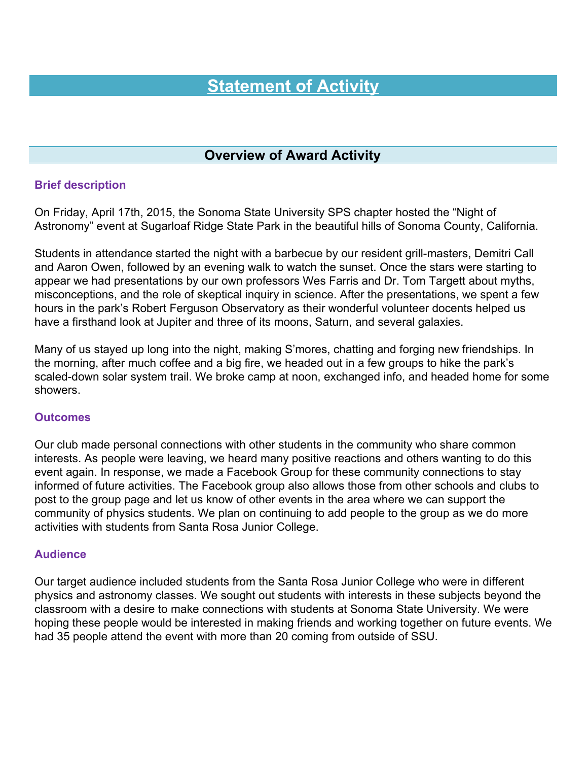# Statement of Activity

## Overview of Award Activity

### Brief description

On Friday, April 17th, 2015, the Sonoma State University SPS chapter hosted the "Night of Astronomy" event at Sugarloaf Ridge State Park in the beautiful hills of Sonoma County, California.

Students in attendance started the night with a barbecue by our resident grill-masters, Demitri Call and Aaron Owen, followed by an evening walk to watch the sunset. Once the stars were starting to appear we had presentations by our own professors Wes Farris and Dr. Tom Targett about myths, misconceptions, and the role of skeptical inquiry in science. After the presentations, we spent a few hours in the park's Robert Ferguson Observatory as their wonderful volunteer docents helped us have a firsthand look at Jupiter and three of its moons, Saturn, and several galaxies.

Many of us stayed up long into the night, making S'mores, chatting and forging new friendships. In the morning, after much coffee and a big fire, we headed out in a few groups to hike the park's scaled-down solar system trail. We broke camp at noon, exchanged info, and headed home for some showers.

### Outcomes

Our club made personal connections with other students in the community who share common interests. As people were leaving, we heard many positive reactions and others wanting to do this event again. In response, we made a Facebook Group for these community connections to stay informed of future activities. The Facebook group also allows those from other schools and clubs to post to the group page and let us know of other events in the area where we can support the community of physics students. We plan on continuing to add people to the group as we do more activities with students from Santa Rosa Junior College.

### Audience

Our target audience included students from the Santa Rosa Junior College who were in different physics and astronomy classes. We sought out students with interests in these subjects beyond the classroom with a desire to make connections with students at Sonoma State University. We were hoping these people would be interested in making friends and working together on future events. We had 35 people attend the event with more than 20 coming from outside of SSU.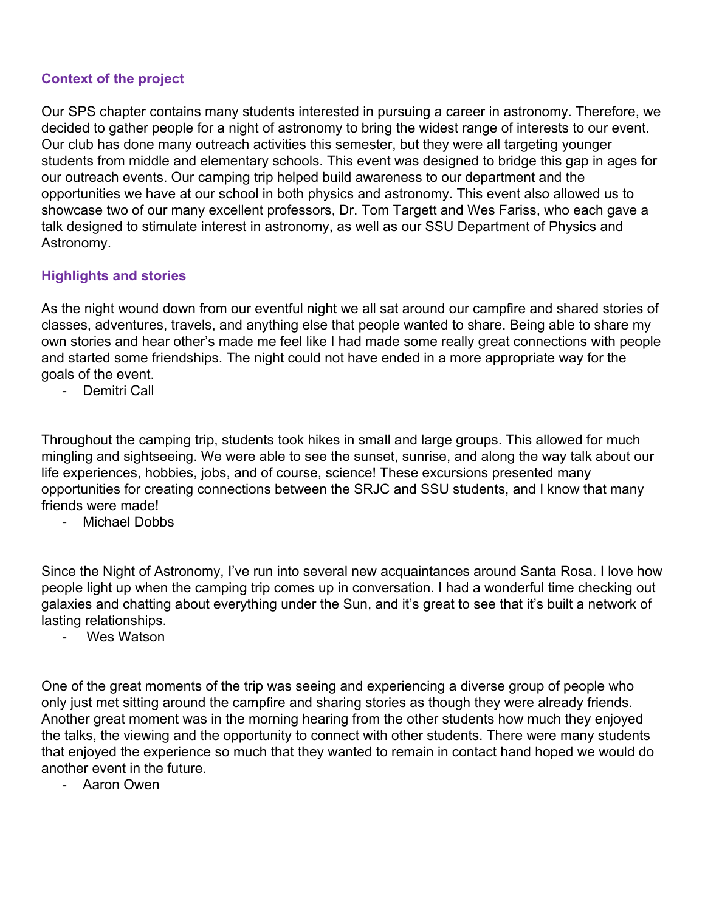### Context of the project

Our SPS chapter contains many students interested in pursuing a career in astronomy. Therefore, we decided to gather people for a night of astronomy to bring the widest range of interests to our event. Our club has done many outreach activities this semester, but they were all targeting younger students from middle and elementary schools. This event was designed to bridge this gap in ages for our outreach events. Our camping trip helped build awareness to our department and the opportunities we have at our school in both physics and astronomy. This event also allowed us to showcase two of our many excellent professors, Dr. Tom Targett and Wes Fariss, who each gave a talk designed to stimulate interest in astronomy, as well as our SSU Department of Physics and Astronomy.

### Highlights and stories

As the night wound down from our eventful night we all sat around our campfire and shared stories of classes, adventures, travels, and anything else that people wanted to share. Being able to share my own stories and hear other's made me feel like I had made some really great connections with people and started some friendships. The night could not have ended in a more appropriate way for the goals of the event.

- Demitri Call

Throughout the camping trip, students took hikes in small and large groups. This allowed for much mingling and sightseeing. We were able to see the sunset, sunrise, and along the way talk about our life experiences, hobbies, jobs, and of course, science! These excursions presented many opportunities for creating connections between the SRJC and SSU students, and I know that many friends were made!

- Michael Dobbs

Since the Night of Astronomy, I've run into several new acquaintances around Santa Rosa. I love how people light up when the camping trip comes up in conversation. I had a wonderful time checking out galaxies and chatting about everything under the Sun, and it's great to see that it's built a network of lasting relationships.

- Wes Watson

One of the great moments of the trip was seeing and experiencing a diverse group of people who only just met sitting around the campfire and sharing stories as though they were already friends. Another great moment was in the morning hearing from the other students how much they enjoyed the talks, the viewing and the opportunity to connect with other students. There were many students that enjoyed the experience so much that they wanted to remain in contact hand hoped we would do another event in the future.

- Aaron Owen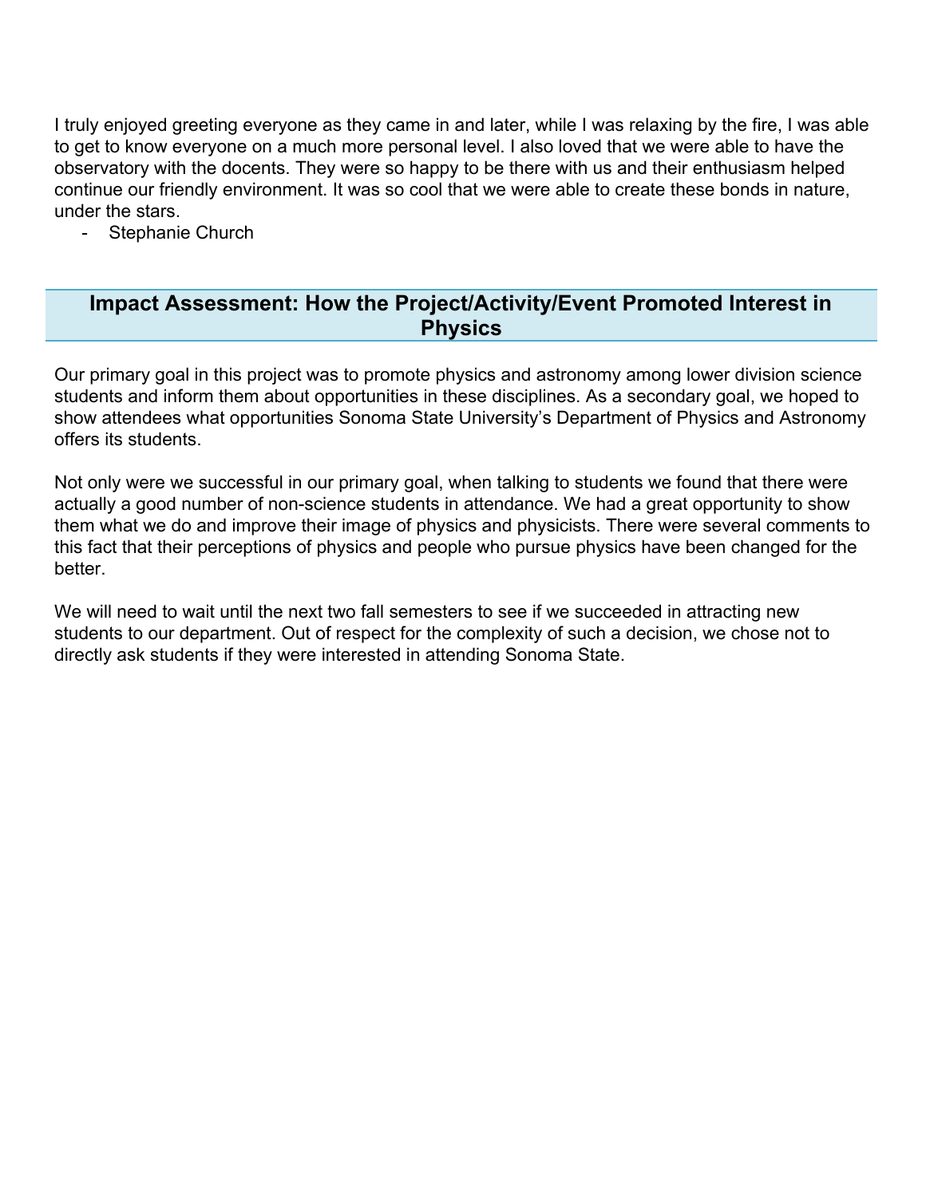I truly enjoyed greeting everyone as they came in and later, while I was relaxing by the fire, I was able to get to know everyone on a much more personal level. I also loved that we were able to have the observatory with the docents. They were so happy to be there with us and their enthusiasm helped continue our friendly environment. It was so cool that we were able to create these bonds in nature, under the stars.

- Stephanie Church

## Impact Assessment: How the Project/Activity/Event Promoted Interest in Physics

Our primary goal in this project was to promote physics and astronomy among lower division science students and inform them about opportunities in these disciplines. As a secondary goal, we hoped to show attendees what opportunities Sonoma State University's Department of Physics and Astronomy offers its students.

Not only were we successful in our primary goal, when talking to students we found that there were actually a good number of non-science students in attendance. We had a great opportunity to show them what we do and improve their image of physics and physicists. There were several comments to this fact that their perceptions of physics and people who pursue physics have been changed for the better.

We will need to wait until the next two fall semesters to see if we succeeded in attracting new students to our department. Out of respect for the complexity of such a decision, we chose not to directly ask students if they were interested in attending Sonoma State.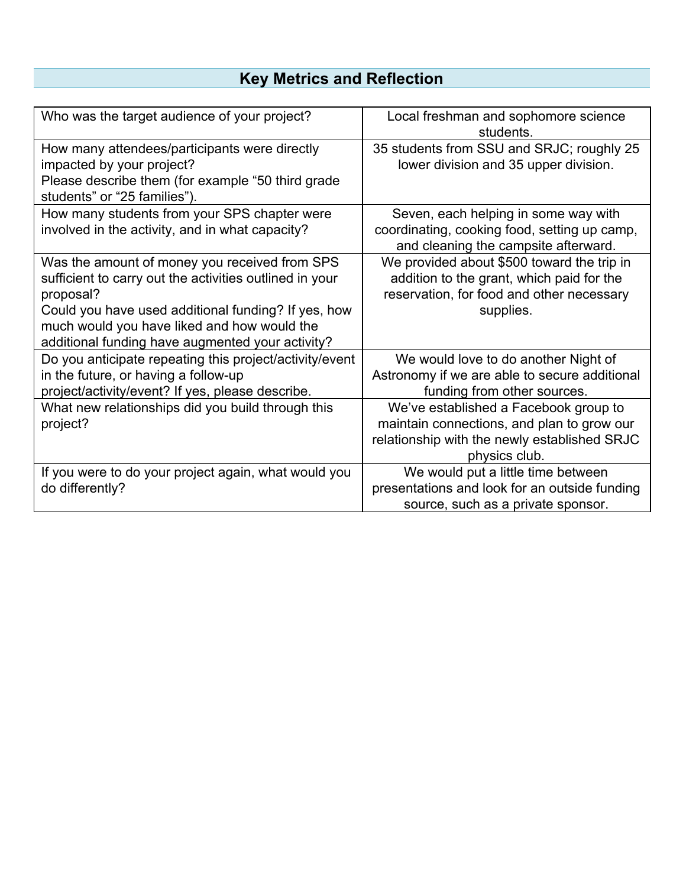## Key Metrics and Reflection

| | |
|---|---|
| Who was the target audience of your project? | Local freshman and sophomore science students. |
| How many attendees/participants were directly impacted by your project?<br>Please describe them (for example "50 third grade students" or "25 families"). | 35 students from SSU and SRJC; roughly 25 lower division and 35 upper division. |
| How many students from your SPS chapter were involved in the activity, and in what capacity? | Seven, each helping in some way with coordinating, cooking food, setting up camp, and cleaning the campsite afterward. |
| Was the amount of money you received from SPS sufficient to carry out the activities outlined in your proposal?<br>Could you have used additional funding? If yes, how much would you have liked and how would the additional funding have augmented your activity? | We provided about $500 toward the trip in addition to the grant, which paid for the reservation, for food and other necessary supplies. |
| Do you anticipate repeating this project/activity/event in the future, or having a follow-up project/activity/event? If yes, please describe. | We would love to do another Night of Astronomy if we are able to secure additional funding from other sources. |
| What new relationships did you build through this project? | We've established a Facebook group to maintain connections, and plan to grow our relationship with the newly established SRJC physics club. |
| If you were to do your project again, what would you do differently? | We would put a little time between presentations and look for an outside funding source, such as a private sponsor. |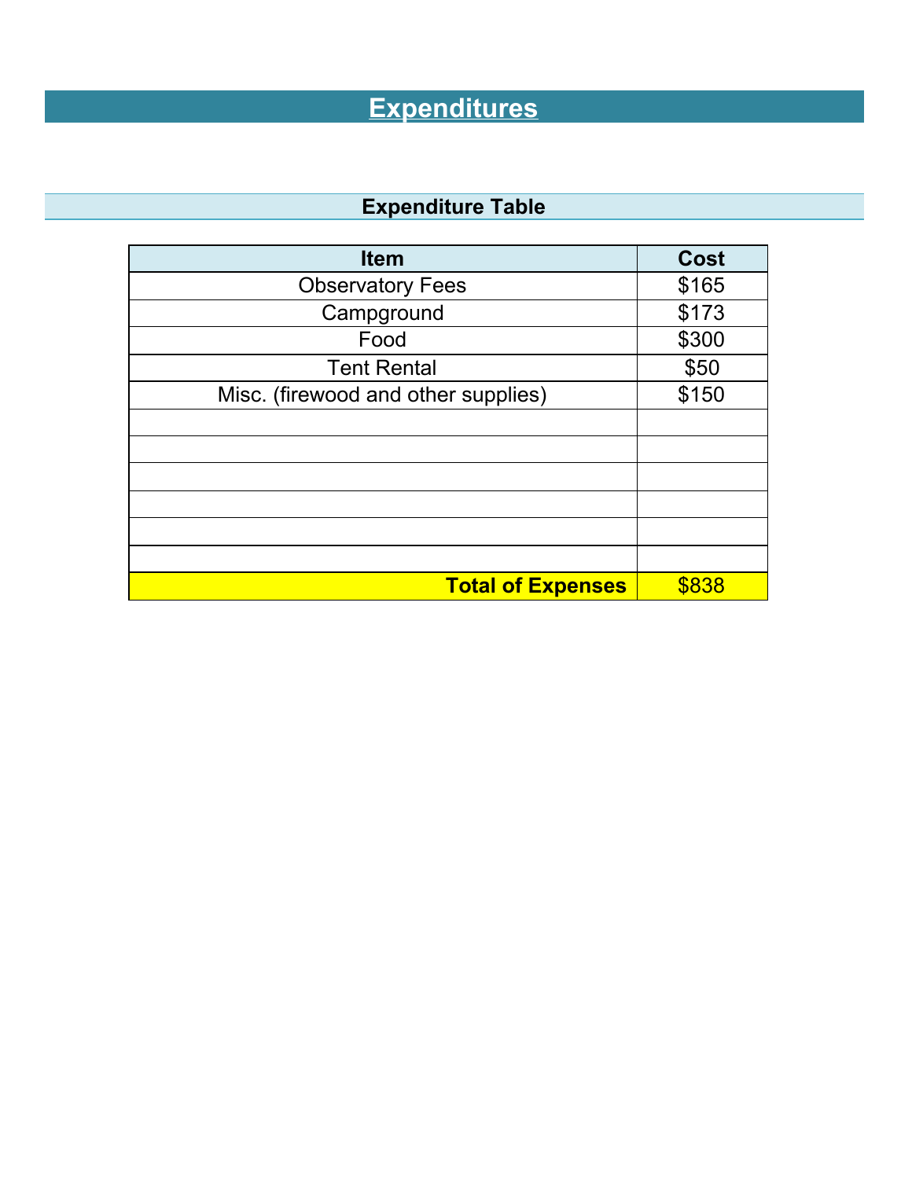# Expenditures

## Expenditure Table

| Item | Cost |
|---|---|
| Observatory Fees | $165 |
| Campground | $173 |
| Food | $300 |
| Tent Rental | $50 |
| Misc. (firewood and other supplies) | $150 |
| | |
| | |
| | |
| | |
| | |
| | |
| **Total of Expenses** | $838 |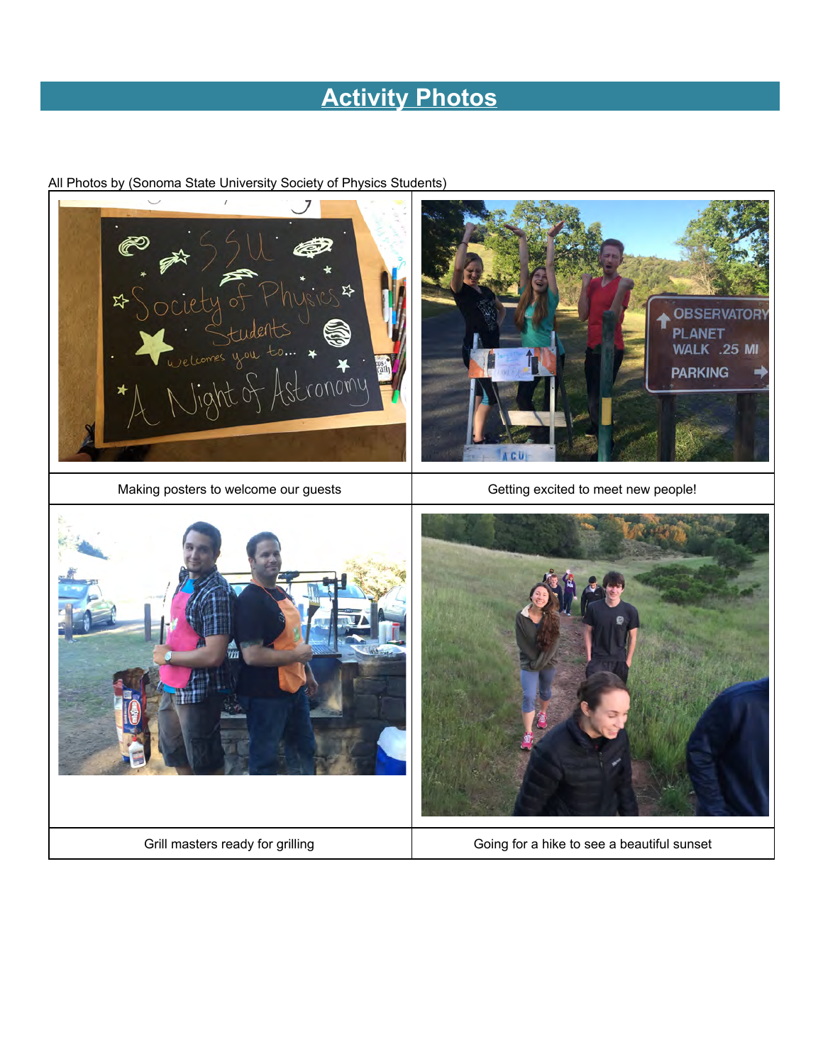## Activity Photos

All Photos by (Sonoma State University Society of Physics Students)

| Making posters to welcome our guests | Getting excited to meet new people! |
| --- | --- |
| Grill masters ready for grilling | Going for a hike to see a beautiful sunset |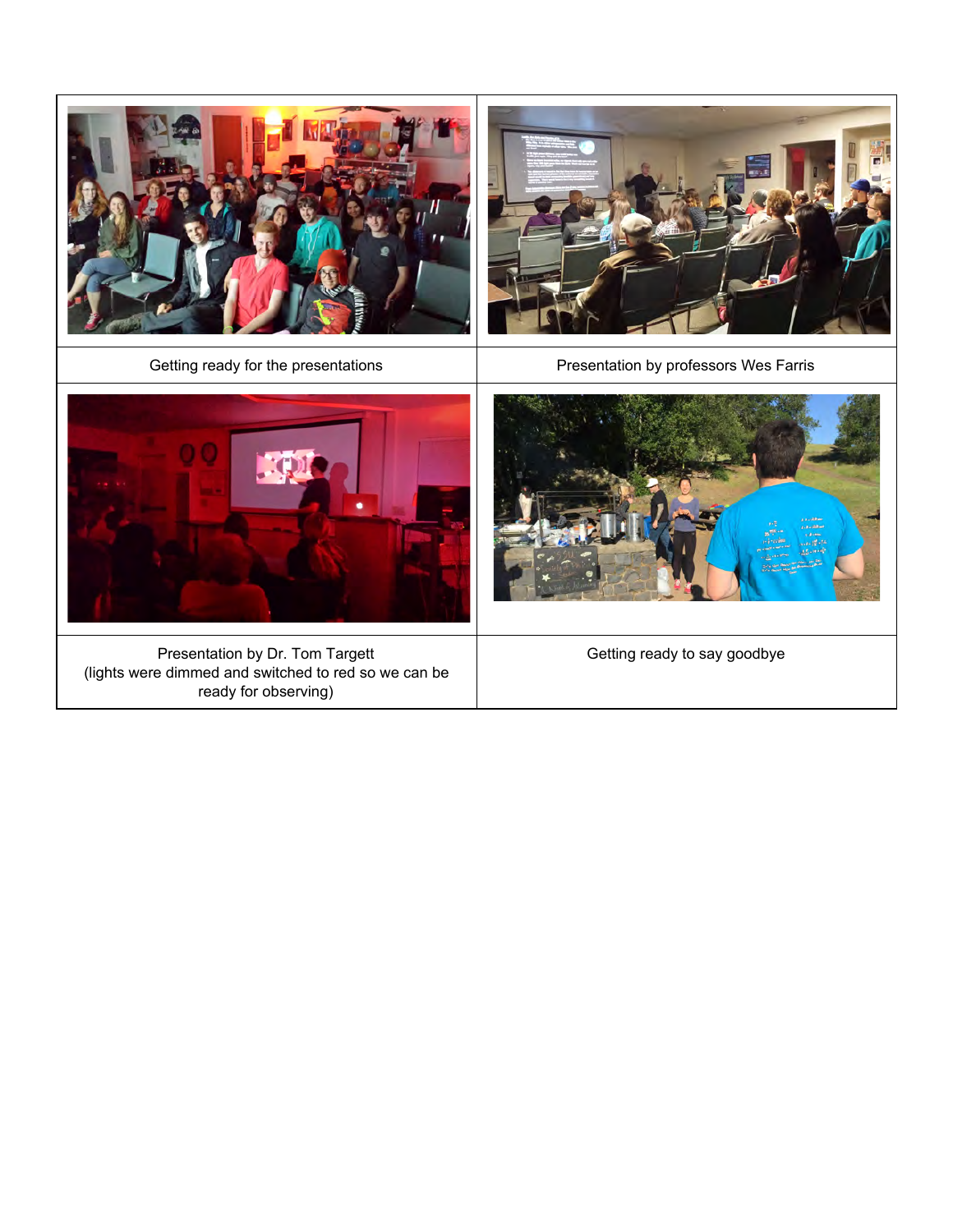| | |
|---|---|
| Getting ready for the presentations | Presentation by professors Wes Farris |
| Presentation by Dr. Tom Targett (lights were dimmed and switched to red so we can be ready for observing) | Getting ready to say goodbye |